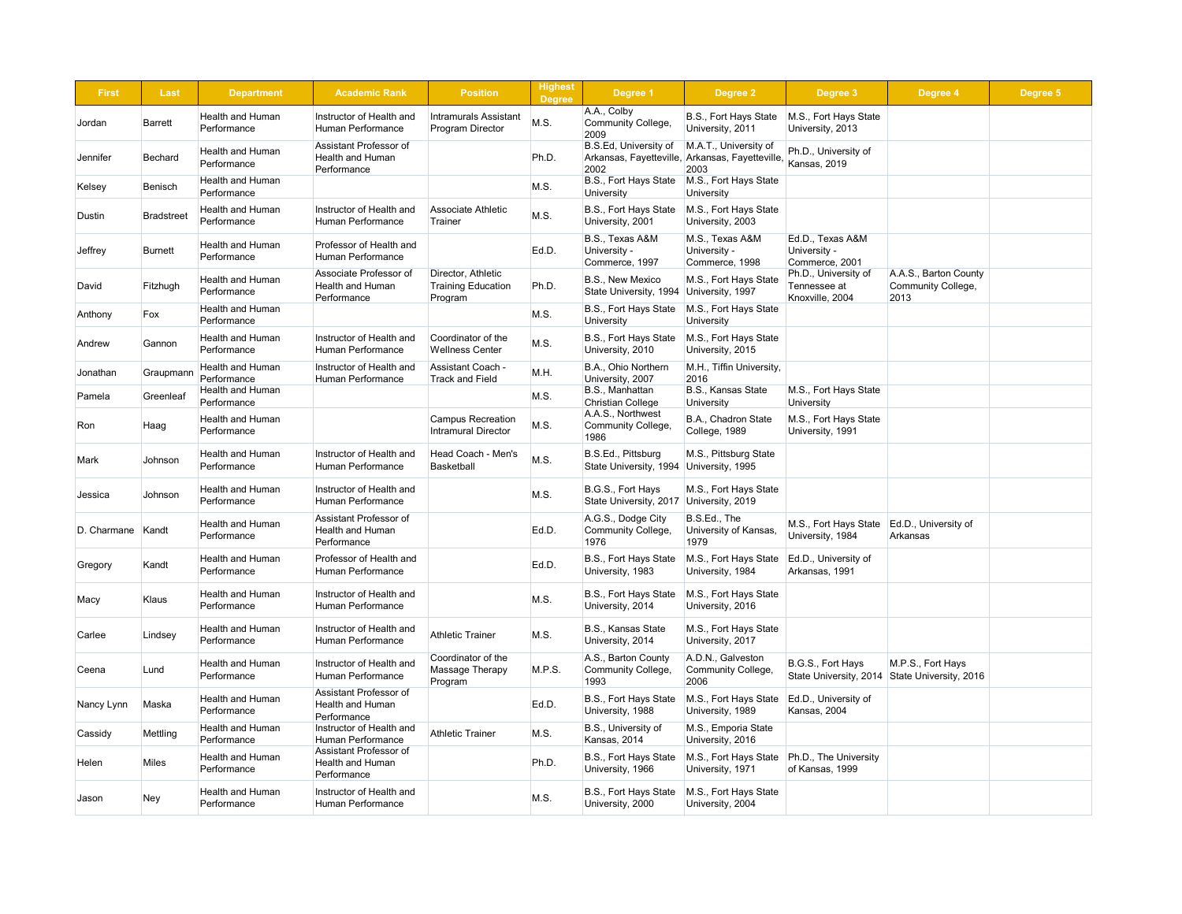| First | Last | Department | Academic Rank | Position | Highest Degree | Degree 1 | Degree 2 | Degree 3 | Degree 4 | Degree 5 |
|---|---|---|---|---|---|---|---|---|---|---|
| Jordan | Barrett | Health and Human Performance | Instructor of Health and Human Performance | Intramurals Assistant Program Director | M.S. | A.A., Colby Community College, 2009 | B.S., Fort Hays State University, 2011 | M.S., Fort Hays State University, 2013 | | |
| Jennifer | Bechard | Health and Human Performance | Assistant Professor of Health and Human Performance | | Ph.D. | B.S.Ed, University of Arkansas, Fayetteville, 2002 | M.A.T., University of Arkansas, Fayetteville, 2003 | Ph.D., University of Kansas, 2019 | | |
| Kelsey | Benisch | Health and Human Performance | | | M.S. | B.S., Fort Hays State University | M.S., Fort Hays State University | | | |
| Dustin | Bradstreet | Health and Human Performance | Instructor of Health and Human Performance | Associate Athletic Trainer | M.S. | B.S., Fort Hays State University, 2001 | M.S., Fort Hays State University, 2003 | | | |
| Jeffrey | Burnett | Health and Human Performance | Professor of Health and Human Performance | | Ed.D. | B.S., Texas A&M University - Commerce, 1997 | M.S., Texas A&M University - Commerce, 1998 | Ed.D., Texas A&M University - Commerce, 2001 | | |
| David | Fitzhugh | Health and Human Performance | Associate Professor of Health and Human Performance | Director, Athletic Training Education Program | Ph.D. | B.S., New Mexico State University, 1994 | M.S., Fort Hays State University, 1997 | Ph.D., University of Tennessee at Knoxville, 2004 | A.A.S., Barton County Community College, 2013 | |
| Anthony | Fox | Health and Human Performance | | | M.S. | B.S., Fort Hays State University | M.S., Fort Hays State University | | | |
| Andrew | Gannon | Health and Human Performance | Instructor of Health and Human Performance | Coordinator of the Wellness Center | M.S. | B.S., Fort Hays State University, 2010 | M.S., Fort Hays State University, 2015 | | | |
| Jonathan | Graupmann | Health and Human Performance | Instructor of Health and Human Performance | Assistant Coach - Track and Field | M.H. | B.A., Ohio Northern University, 2007 | M.H., Tiffin University, 2016 | | | |
| Pamela | Greenleaf | Health and Human Performance | | | M.S. | B.S., Manhattan Christian College | B.S., Kansas State University | M.S., Fort Hays State University | | |
| Ron | Haag | Health and Human Performance | | Campus Recreation Intramural Director | M.S. | A.A.S., Northwest Community College, 1986 | B.A., Chadron State College, 1989 | M.S., Fort Hays State University, 1991 | | |
| Mark | Johnson | Health and Human Performance | Instructor of Health and Human Performance | Head Coach - Men's Basketball | M.S. | B.S.Ed., Pittsburg State University, 1994 | M.S., Pittsburg State University, 1995 | | | |
| Jessica | Johnson | Health and Human Performance | Instructor of Health and Human Performance | | M.S. | B.G.S., Fort Hays State University, 2017 | M.S., Fort Hays State University, 2019 | | | |
| D. Charmane | Kandt | Health and Human Performance | Assistant Professor of Health and Human Performance | | Ed.D. | A.G.S., Dodge City Community College, 1976 | B.S.Ed., The University of Kansas, 1979 | M.S., Fort Hays State University, 1984 | Ed.D., University of Arkansas | |
| Gregory | Kandt | Health and Human Performance | Professor of Health and Human Performance | | Ed.D. | B.S., Fort Hays State University, 1983 | M.S., Fort Hays State University, 1984 | Ed.D., University of Arkansas, 1991 | | |
| Macy | Klaus | Health and Human Performance | Instructor of Health and Human Performance | | M.S. | B.S., Fort Hays State University, 2014 | M.S., Fort Hays State University, 2016 | | | |
| Carlee | Lindsey | Health and Human Performance | Instructor of Health and Human Performance | Athletic Trainer | M.S. | B.S., Kansas State University, 2014 | M.S., Fort Hays State University, 2017 | | | |
| Ceena | Lund | Health and Human Performance | Instructor of Health and Human Performance | Coordinator of the Massage Therapy Program | M.P.S. | A.S., Barton County Community College, 1993 | A.D.N., Galveston Community College, 2006 | B.G.S., Fort Hays State University, 2014 | M.P.S., Fort Hays State University, 2016 | |
| Nancy Lynn | Maska | Health and Human Performance | Assistant Professor of Health and Human Performance | | Ed.D. | B.S., Fort Hays State University, 1988 | M.S., Fort Hays State University, 1989 | Ed.D., University of Kansas, 2004 | | |
| Cassidy | Mettling | Health and Human Performance | Instructor of Health and Human Performance | Athletic Trainer | M.S. | B.S., University of Kansas, 2014 | M.S., Emporia State University, 2016 | | | |
| Helen | Miles | Health and Human Performance | Assistant Professor of Health and Human Performance | | Ph.D. | B.S., Fort Hays State University, 1966 | M.S., Fort Hays State University, 1971 | Ph.D., The University of Kansas, 1999 | | |
| Jason | Ney | Health and Human Performance | Instructor of Health and Human Performance | | M.S. | B.S., Fort Hays State University, 2000 | M.S., Fort Hays State University, 2004 | | | |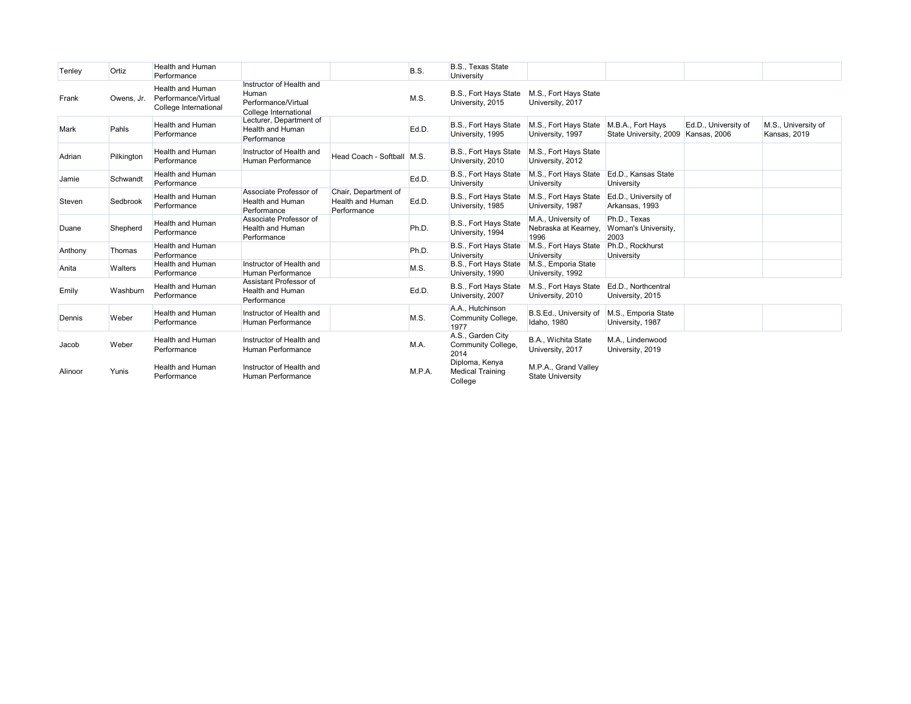| | | | | | | | | | | |
|---|---|---|---|---|---|---|---|---|---|---|
| Tenley | Ortiz | Health and Human Performance | | | B.S. | B.S., Texas State University | | | | |
| Frank | Owens, Jr. | Health and Human Performance/Virtual College International | Instructor of Health and Human Performance/Virtual College International | | M.S. | B.S., Fort Hays State University, 2015 | M.S., Fort Hays State University, 2017 | | | |
| Mark | Pahls | Health and Human Performance | Lecturer, Department of Health and Human Performance | | Ed.D. | B.S., Fort Hays State University, 1995 | M.S., Fort Hays State University, 1997 | M.B.A., Fort Hays State University, 2009 | Ed.D., University of Kansas, 2006 | M.S., University of Kansas, 2019 |
| Adrian | Pilkington | Health and Human Performance | Instructor of Health and Human Performance | Head Coach - Softball | M.S. | B.S., Fort Hays State University, 2010 | M.S., Fort Hays State University, 2012 | | | |
| Jamie | Schwandt | Health and Human Performance | | | Ed.D. | B.S., Fort Hays State University | M.S., Fort Hays State University | Ed.D., Kansas State University | | |
| Steven | Sedbrook | Health and Human Performance | Associate Professor of Health and Human Performance | Chair, Department of Health and Human Performance | Ed.D. | B.S., Fort Hays State University, 1985 | M.S., Fort Hays State University, 1987 | Ed.D., University of Arkansas, 1993 | | |
| Duane | Shepherd | Health and Human Performance | Associate Professor of Health and Human Performance | | Ph.D. | B.S., Fort Hays State University, 1994 | M.A., University of Nebraska at Kearney, 1996 | Ph.D., Texas Woman's University, 2003 | | |
| Anthony | Thomas | Health and Human Performance | | | Ph.D. | B.S., Fort Hays State University | M.S., Fort Hays State University | Ph.D., Rockhurst University | | |
| Anita | Walters | Health and Human Performance | Instructor of Health and Human Performance | | M.S. | B.S., Fort Hays State University, 1990 | M.S., Emporia State University, 1992 | | | |
| Emily | Washburn | Health and Human Performance | Assistant Professor of Health and Human Performance | | Ed.D. | B.S., Fort Hays State University, 2007 | M.S., Fort Hays State University, 2010 | Ed.D., Northcentral University, 2015 | | |
| Dennis | Weber | Health and Human Performance | Instructor of Health and Human Performance | | M.S. | A.A., Hutchinson Community College, 1977 | B.S.Ed., University of Idaho, 1980 | M.S., Emporia State University, 1987 | | |
| Jacob | Weber | Health and Human Performance | Instructor of Health and Human Performance | | M.A. | A.S., Garden City Community College, 2014 | B.A., Wichita State University, 2017 | M.A., Lindenwood University, 2019 | | |
| Alinoor | Yunis | Health and Human Performance | Instructor of Health and Human Performance | | M.P.A. | Diploma, Kenya Medical Training College | M.P.A., Grand Valley State University | | | |